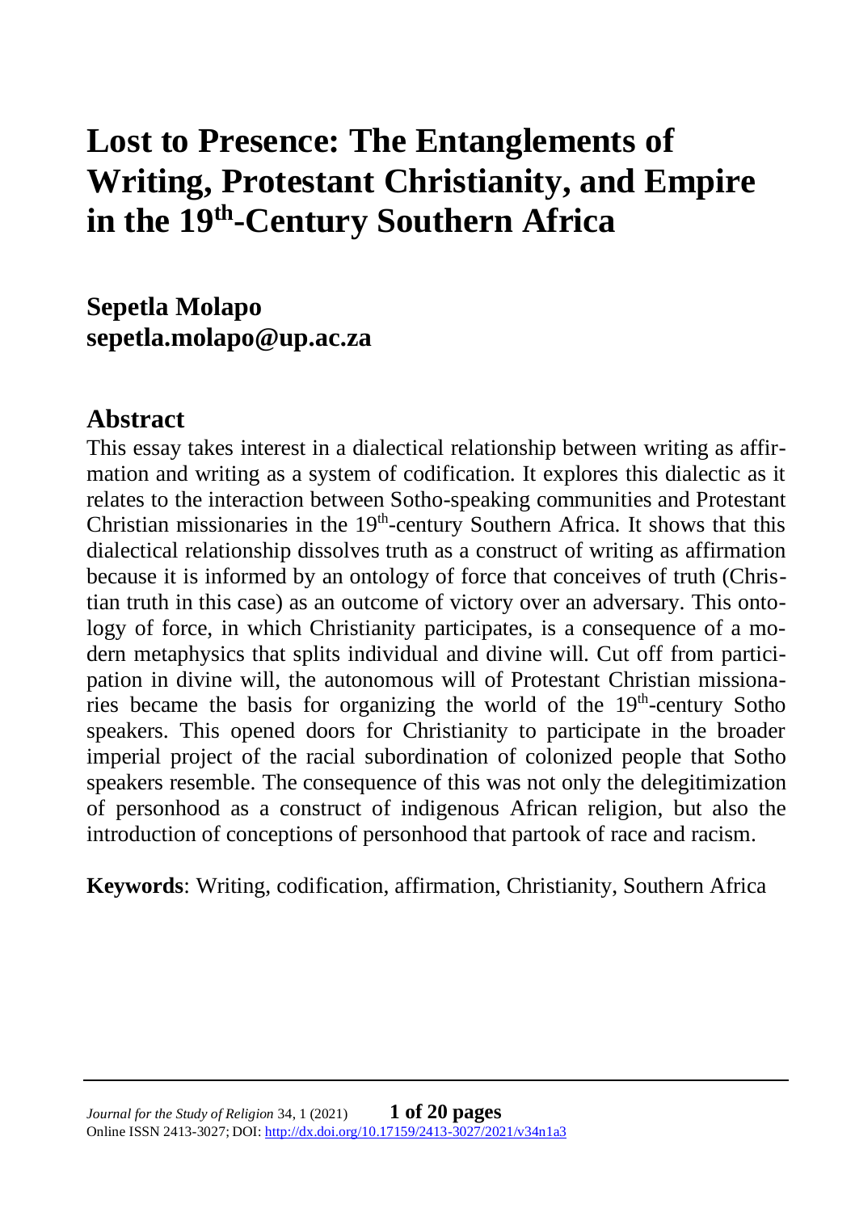# Lost to Presence: The Entanglements of Writing, Protestant Christianity, and Empire in the 19th-Century Southern Africa

**Sepetla Molapo**
**sepetla.molapo@up.ac.za**

## Abstract

This essay takes interest in a dialectical relationship between writing as affirmation and writing as a system of codification. It explores this dialectic as it relates to the interaction between Sotho-speaking communities and Protestant Christian missionaries in the 19th-century Southern Africa. It shows that this dialectical relationship dissolves truth as a construct of writing as affirmation because it is informed by an ontology of force that conceives of truth (Christian truth in this case) as an outcome of victory over an adversary. This ontology of force, in which Christianity participates, is a consequence of a modern metaphysics that splits individual and divine will. Cut off from participation in divine will, the autonomous will of Protestant Christian missionaries became the basis for organizing the world of the 19th-century Sotho speakers. This opened doors for Christianity to participate in the broader imperial project of the racial subordination of colonized people that Sotho speakers resemble. The consequence of this was not only the delegitimization of personhood as a construct of indigenous African religion, but also the introduction of conceptions of personhood that partook of race and racism.

**Keywords**: Writing, codification, affirmation, Christianity, Southern Africa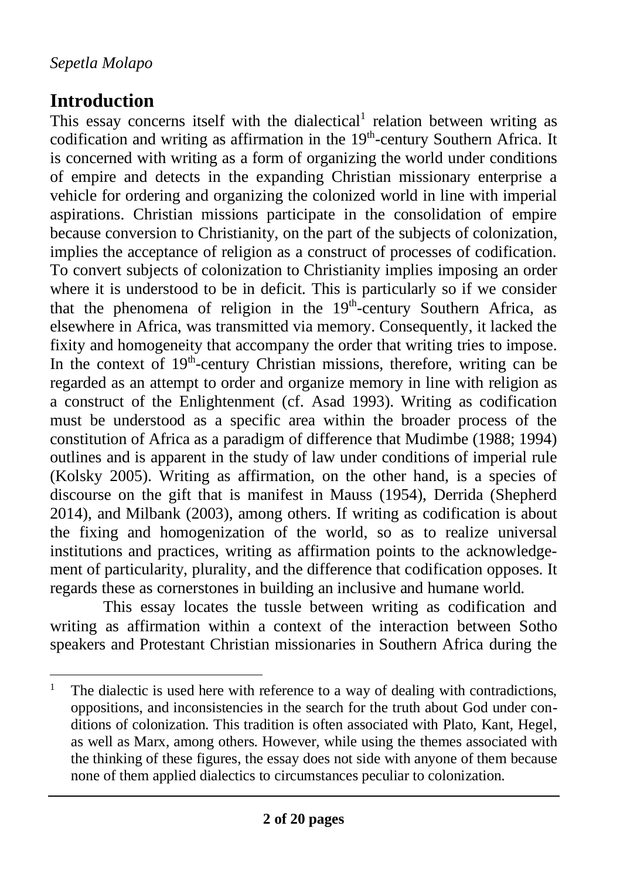## Introduction

This essay concerns itself with the dialectical[1] relation between writing as codification and writing as affirmation in the 19th-century Southern Africa. It is concerned with writing as a form of organizing the world under conditions of empire and detects in the expanding Christian missionary enterprise a vehicle for ordering and organizing the colonized world in line with imperial aspirations. Christian missions participate in the consolidation of empire because conversion to Christianity, on the part of the subjects of colonization, implies the acceptance of religion as a construct of processes of codification. To convert subjects of colonization to Christianity implies imposing an order where it is understood to be in deficit. This is particularly so if we consider that the phenomena of religion in the 19th-century Southern Africa, as elsewhere in Africa, was transmitted via memory. Consequently, it lacked the fixity and homogeneity that accompany the order that writing tries to impose. In the context of 19th-century Christian missions, therefore, writing can be regarded as an attempt to order and organize memory in line with religion as a construct of the Enlightenment (cf. Asad 1993). Writing as codification must be understood as a specific area within the broader process of the constitution of Africa as a paradigm of difference that Mudimbe (1988; 1994) outlines and is apparent in the study of law under conditions of imperial rule (Kolsky 2005). Writing as affirmation, on the other hand, is a species of discourse on the gift that is manifest in Mauss (1954), Derrida (Shepherd 2014), and Milbank (2003), among others. If writing as codification is about the fixing and homogenization of the world, so as to realize universal institutions and practices, writing as affirmation points to the acknowledgement of particularity, plurality, and the difference that codification opposes. It regards these as cornerstones in building an inclusive and humane world.

This essay locates the tussle between writing as codification and writing as affirmation within a context of the interaction between Sotho speakers and Protestant Christian missionaries in Southern Africa during the

---

[1] The dialectic is used here with reference to a way of dealing with contradictions, oppositions, and inconsistencies in the search for the truth about God under conditions of colonization. This tradition is often associated with Plato, Kant, Hegel, as well as Marx, among others. However, while using the themes associated with the thinking of these figures, the essay does not side with anyone of them because none of them applied dialectics to circumstances peculiar to colonization.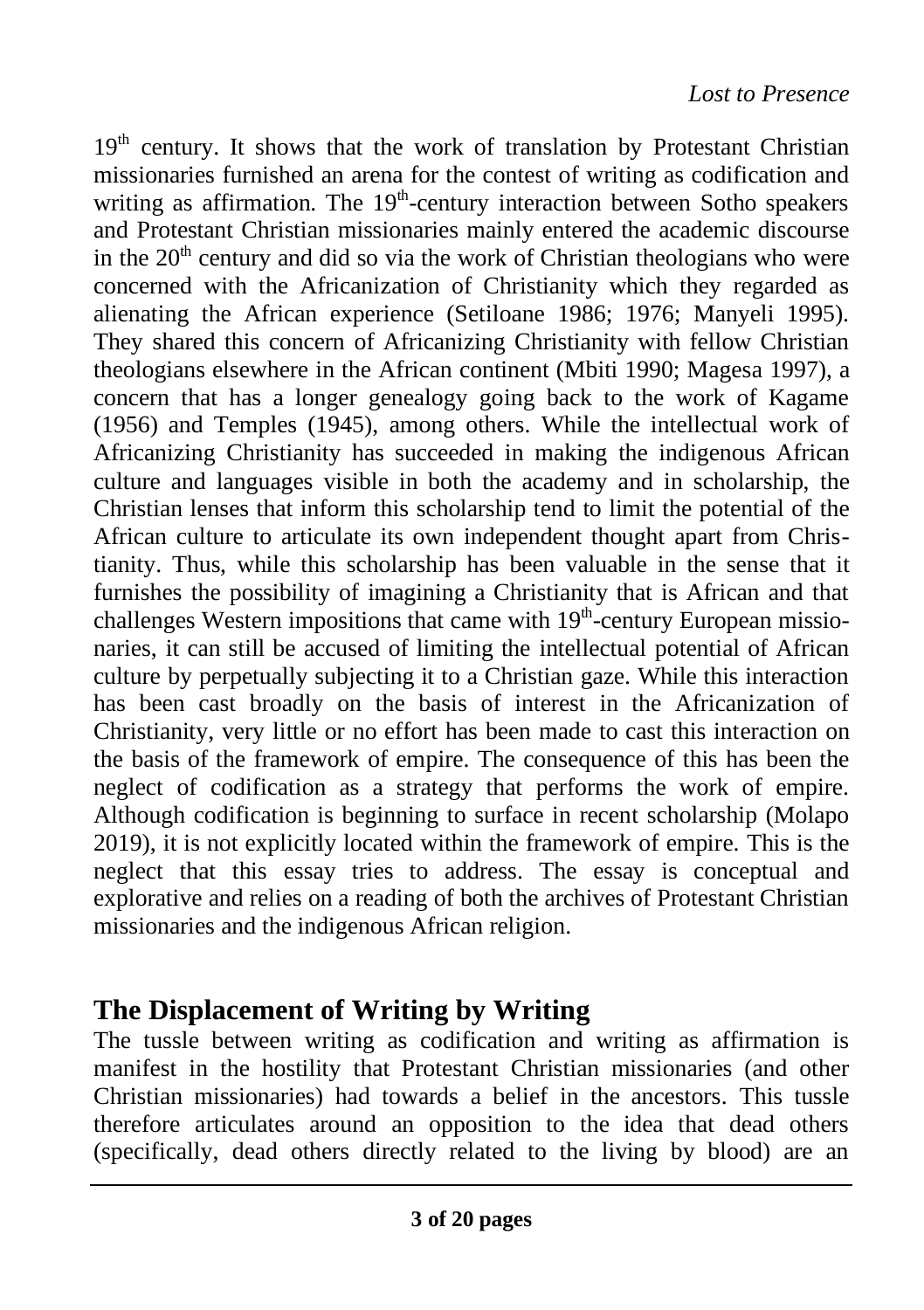19th century. It shows that the work of translation by Protestant Christian missionaries furnished an arena for the contest of writing as codification and writing as affirmation. The 19th-century interaction between Sotho speakers and Protestant Christian missionaries mainly entered the academic discourse in the 20th century and did so via the work of Christian theologians who were concerned with the Africanization of Christianity which they regarded as alienating the African experience (Setiloane 1986; 1976; Manyeli 1995). They shared this concern of Africanizing Christianity with fellow Christian theologians elsewhere in the African continent (Mbiti 1990; Magesa 1997), a concern that has a longer genealogy going back to the work of Kagame (1956) and Temples (1945), among others. While the intellectual work of Africanizing Christianity has succeeded in making the indigenous African culture and languages visible in both the academy and in scholarship, the Christian lenses that inform this scholarship tend to limit the potential of the African culture to articulate its own independent thought apart from Christianity. Thus, while this scholarship has been valuable in the sense that it furnishes the possibility of imagining a Christianity that is African and that challenges Western impositions that came with 19th-century European missionaries, it can still be accused of limiting the intellectual potential of African culture by perpetually subjecting it to a Christian gaze. While this interaction has been cast broadly on the basis of interest in the Africanization of Christianity, very little or no effort has been made to cast this interaction on the basis of the framework of empire. The consequence of this has been the neglect of codification as a strategy that performs the work of empire. Although codification is beginning to surface in recent scholarship (Molapo 2019), it is not explicitly located within the framework of empire. This is the neglect that this essay tries to address. The essay is conceptual and explorative and relies on a reading of both the archives of Protestant Christian missionaries and the indigenous African religion.

## The Displacement of Writing by Writing

The tussle between writing as codification and writing as affirmation is manifest in the hostility that Protestant Christian missionaries (and other Christian missionaries) had towards a belief in the ancestors. This tussle therefore articulates around an opposition to the idea that dead others (specifically, dead others directly related to the living by blood) are an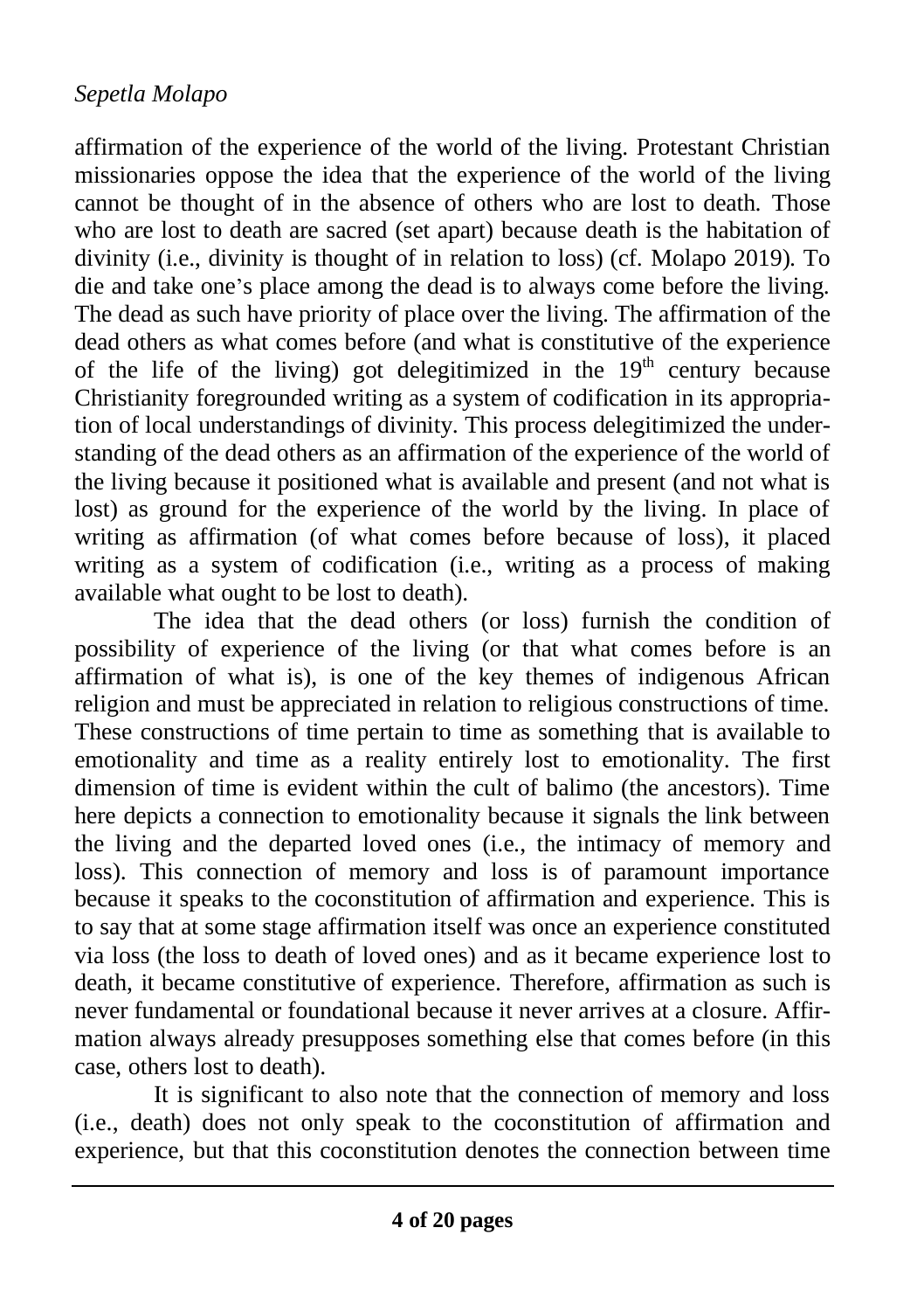affirmation of the experience of the world of the living. Protestant Christian missionaries oppose the idea that the experience of the world of the living cannot be thought of in the absence of others who are lost to death. Those who are lost to death are sacred (set apart) because death is the habitation of divinity (i.e., divinity is thought of in relation to loss) (cf. Molapo 2019). To die and take one's place among the dead is to always come before the living. The dead as such have priority of place over the living. The affirmation of the dead others as what comes before (and what is constitutive of the experience of the life of the living) got delegitimized in the 19th century because Christianity foregrounded writing as a system of codification in its appropriation of local understandings of divinity. This process delegitimized the understanding of the dead others as an affirmation of the experience of the world of the living because it positioned what is available and present (and not what is lost) as ground for the experience of the world by the living. In place of writing as affirmation (of what comes before because of loss), it placed writing as a system of codification (i.e., writing as a process of making available what ought to be lost to death).

The idea that the dead others (or loss) furnish the condition of possibility of experience of the living (or that what comes before is an affirmation of what is), is one of the key themes of indigenous African religion and must be appreciated in relation to religious constructions of time. These constructions of time pertain to time as something that is available to emotionality and time as a reality entirely lost to emotionality. The first dimension of time is evident within the cult of balimo (the ancestors). Time here depicts a connection to emotionality because it signals the link between the living and the departed loved ones (i.e., the intimacy of memory and loss). This connection of memory and loss is of paramount importance because it speaks to the coconstitution of affirmation and experience. This is to say that at some stage affirmation itself was once an experience constituted via loss (the loss to death of loved ones) and as it became experience lost to death, it became constitutive of experience. Therefore, affirmation as such is never fundamental or foundational because it never arrives at a closure. Affirmation always already presupposes something else that comes before (in this case, others lost to death).

It is significant to also note that the connection of memory and loss (i.e., death) does not only speak to the coconstitution of affirmation and experience, but that this coconstitution denotes the connection between time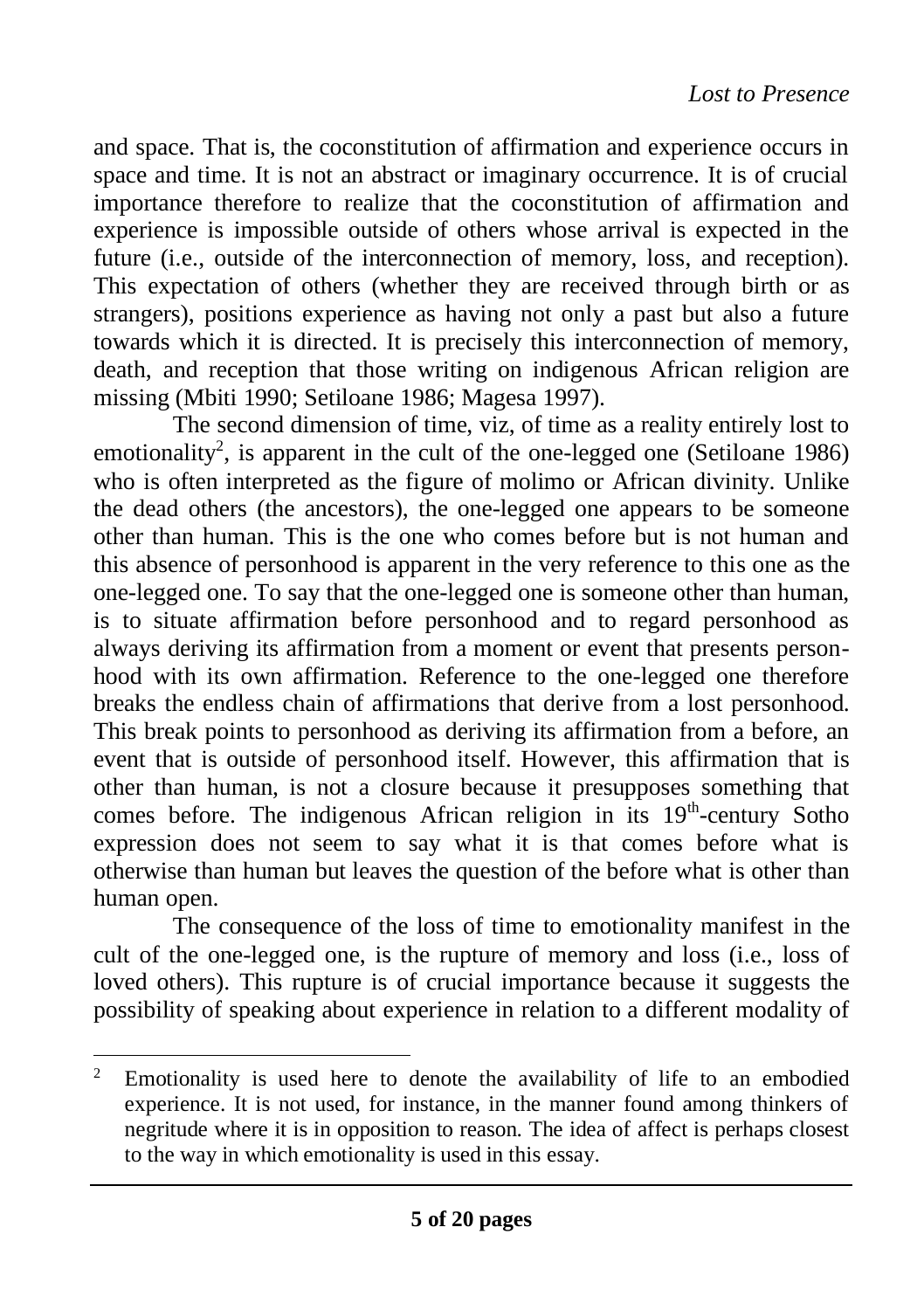and space. That is, the coconstitution of affirmation and experience occurs in space and time. It is not an abstract or imaginary occurrence. It is of crucial importance therefore to realize that the coconstitution of affirmation and experience is impossible outside of others whose arrival is expected in the future (i.e., outside of the interconnection of memory, loss, and reception). This expectation of others (whether they are received through birth or as strangers), positions experience as having not only a past but also a future towards which it is directed. It is precisely this interconnection of memory, death, and reception that those writing on indigenous African religion are missing (Mbiti 1990; Setiloane 1986; Magesa 1997).

The second dimension of time, viz, of time as a reality entirely lost to emotionality[2], is apparent in the cult of the one-legged one (Setiloane 1986) who is often interpreted as the figure of molimo or African divinity. Unlike the dead others (the ancestors), the one-legged one appears to be someone other than human. This is the one who comes before but is not human and this absence of personhood is apparent in the very reference to this one as the one-legged one. To say that the one-legged one is someone other than human, is to situate affirmation before personhood and to regard personhood as always deriving its affirmation from a moment or event that presents personhood with its own affirmation. Reference to the one-legged one therefore breaks the endless chain of affirmations that derive from a lost personhood. This break points to personhood as deriving its affirmation from a before, an event that is outside of personhood itself. However, this affirmation that is other than human, is not a closure because it presupposes something that comes before. The indigenous African religion in its 19th-century Sotho expression does not seem to say what it is that comes before what is otherwise than human but leaves the question of the before what is other than human open.

The consequence of the loss of time to emotionality manifest in the cult of the one-legged one, is the rupture of memory and loss (i.e., loss of loved others). This rupture is of crucial importance because it suggests the possibility of speaking about experience in relation to a different modality of

[2] Emotionality is used here to denote the availability of life to an embodied experience. It is not used, for instance, in the manner found among thinkers of negritude where it is in opposition to reason. The idea of affect is perhaps closest to the way in which emotionality is used in this essay.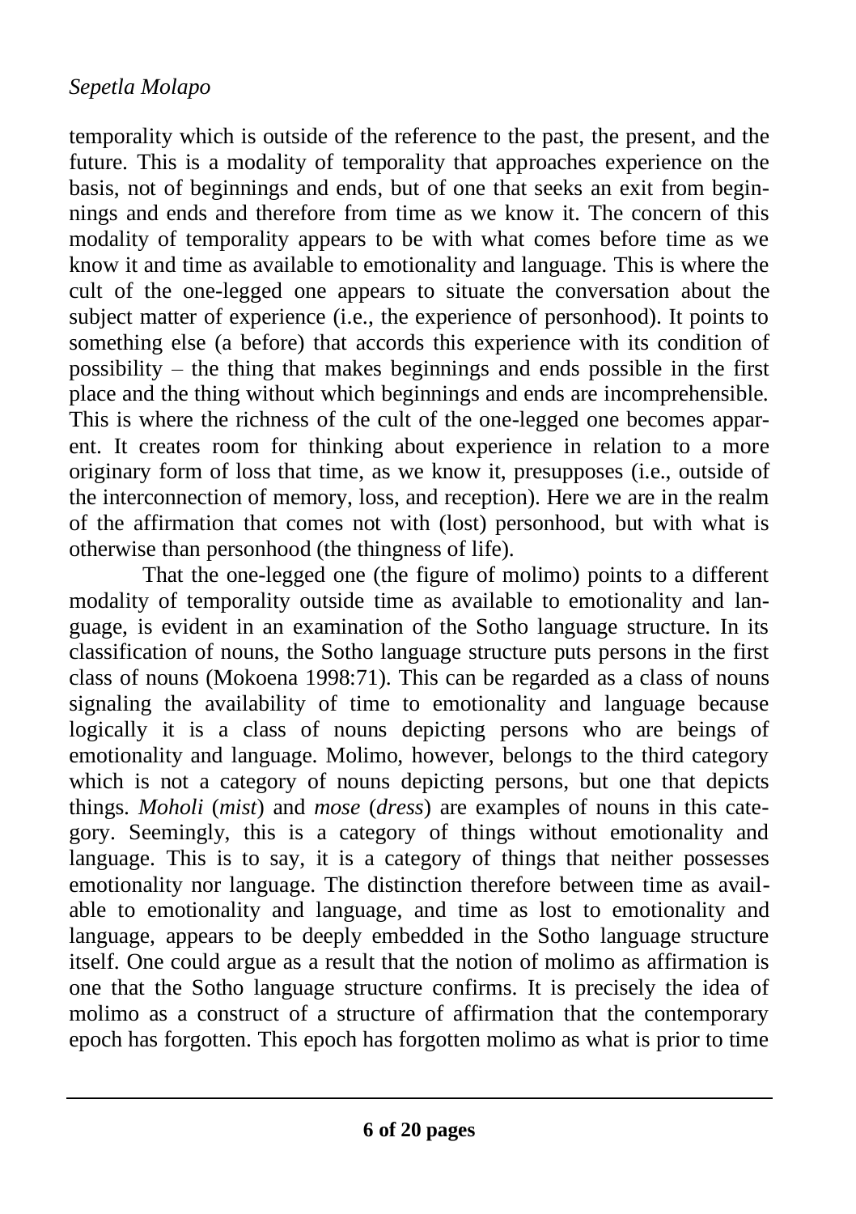temporality which is outside of the reference to the past, the present, and the future. This is a modality of temporality that approaches experience on the basis, not of beginnings and ends, but of one that seeks an exit from beginnings and ends and therefore from time as we know it. The concern of this modality of temporality appears to be with what comes before time as we know it and time as available to emotionality and language. This is where the cult of the one-legged one appears to situate the conversation about the subject matter of experience (i.e., the experience of personhood). It points to something else (a before) that accords this experience with its condition of possibility – the thing that makes beginnings and ends possible in the first place and the thing without which beginnings and ends are incomprehensible. This is where the richness of the cult of the one-legged one becomes apparent. It creates room for thinking about experience in relation to a more originary form of loss that time, as we know it, presupposes (i.e., outside of the interconnection of memory, loss, and reception). Here we are in the realm of the affirmation that comes not with (lost) personhood, but with what is otherwise than personhood (the thingness of life).

That the one-legged one (the figure of molimo) points to a different modality of temporality outside time as available to emotionality and language, is evident in an examination of the Sotho language structure. In its classification of nouns, the Sotho language structure puts persons in the first class of nouns (Mokoena 1998:71). This can be regarded as a class of nouns signaling the availability of time to emotionality and language because logically it is a class of nouns depicting persons who are beings of emotionality and language. Molimo, however, belongs to the third category which is not a category of nouns depicting persons, but one that depicts things. *Moholi* (*mist*) and *mose* (*dress*) are examples of nouns in this category. Seemingly, this is a category of things without emotionality and language. This is to say, it is a category of things that neither possesses emotionality nor language. The distinction therefore between time as available to emotionality and language, and time as lost to emotionality and language, appears to be deeply embedded in the Sotho language structure itself. One could argue as a result that the notion of molimo as affirmation is one that the Sotho language structure confirms. It is precisely the idea of molimo as a construct of a structure of affirmation that the contemporary epoch has forgotten. This epoch has forgotten molimo as what is prior to time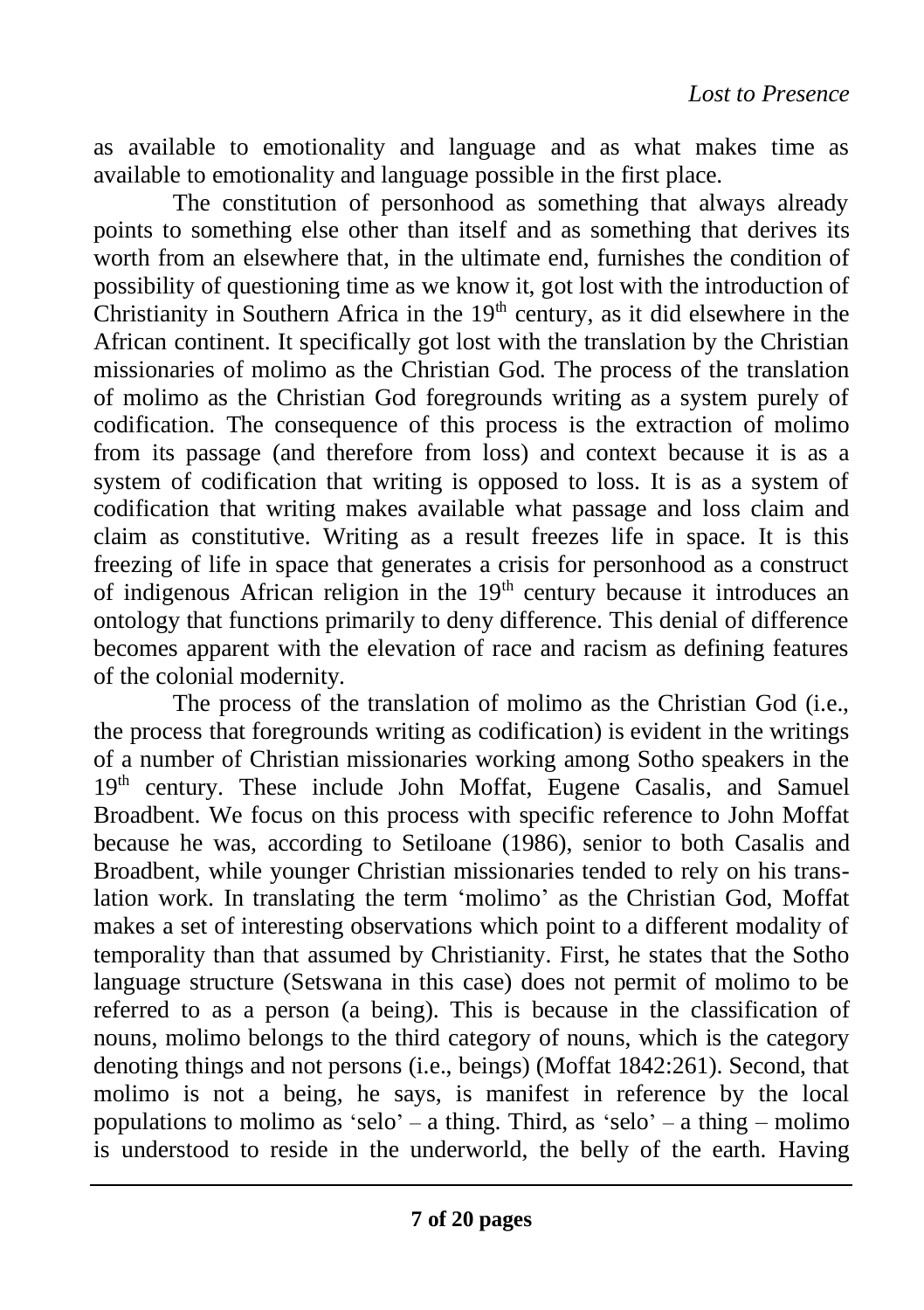as available to emotionality and language and as what makes time as available to emotionality and language possible in the first place.

The constitution of personhood as something that always already points to something else other than itself and as something that derives its worth from an elsewhere that, in the ultimate end, furnishes the condition of possibility of questioning time as we know it, got lost with the introduction of Christianity in Southern Africa in the 19th century, as it did elsewhere in the African continent. It specifically got lost with the translation by the Christian missionaries of molimo as the Christian God. The process of the translation of molimo as the Christian God foregrounds writing as a system purely of codification. The consequence of this process is the extraction of molimo from its passage (and therefore from loss) and context because it is as a system of codification that writing is opposed to loss. It is as a system of codification that writing makes available what passage and loss claim and claim as constitutive. Writing as a result freezes life in space. It is this freezing of life in space that generates a crisis for personhood as a construct of indigenous African religion in the 19th century because it introduces an ontology that functions primarily to deny difference. This denial of difference becomes apparent with the elevation of race and racism as defining features of the colonial modernity.

The process of the translation of molimo as the Christian God (i.e., the process that foregrounds writing as codification) is evident in the writings of a number of Christian missionaries working among Sotho speakers in the 19th century. These include John Moffat, Eugene Casalis, and Samuel Broadbent. We focus on this process with specific reference to John Moffat because he was, according to Setiloane (1986), senior to both Casalis and Broadbent, while younger Christian missionaries tended to rely on his translation work. In translating the term 'molimo' as the Christian God, Moffat makes a set of interesting observations which point to a different modality of temporality than that assumed by Christianity. First, he states that the Sotho language structure (Setswana in this case) does not permit of molimo to be referred to as a person (a being). This is because in the classification of nouns, molimo belongs to the third category of nouns, which is the category denoting things and not persons (i.e., beings) (Moffat 1842:261). Second, that molimo is not a being, he says, is manifest in reference by the local populations to molimo as 'selo' – a thing. Third, as 'selo' – a thing – molimo is understood to reside in the underworld, the belly of the earth. Having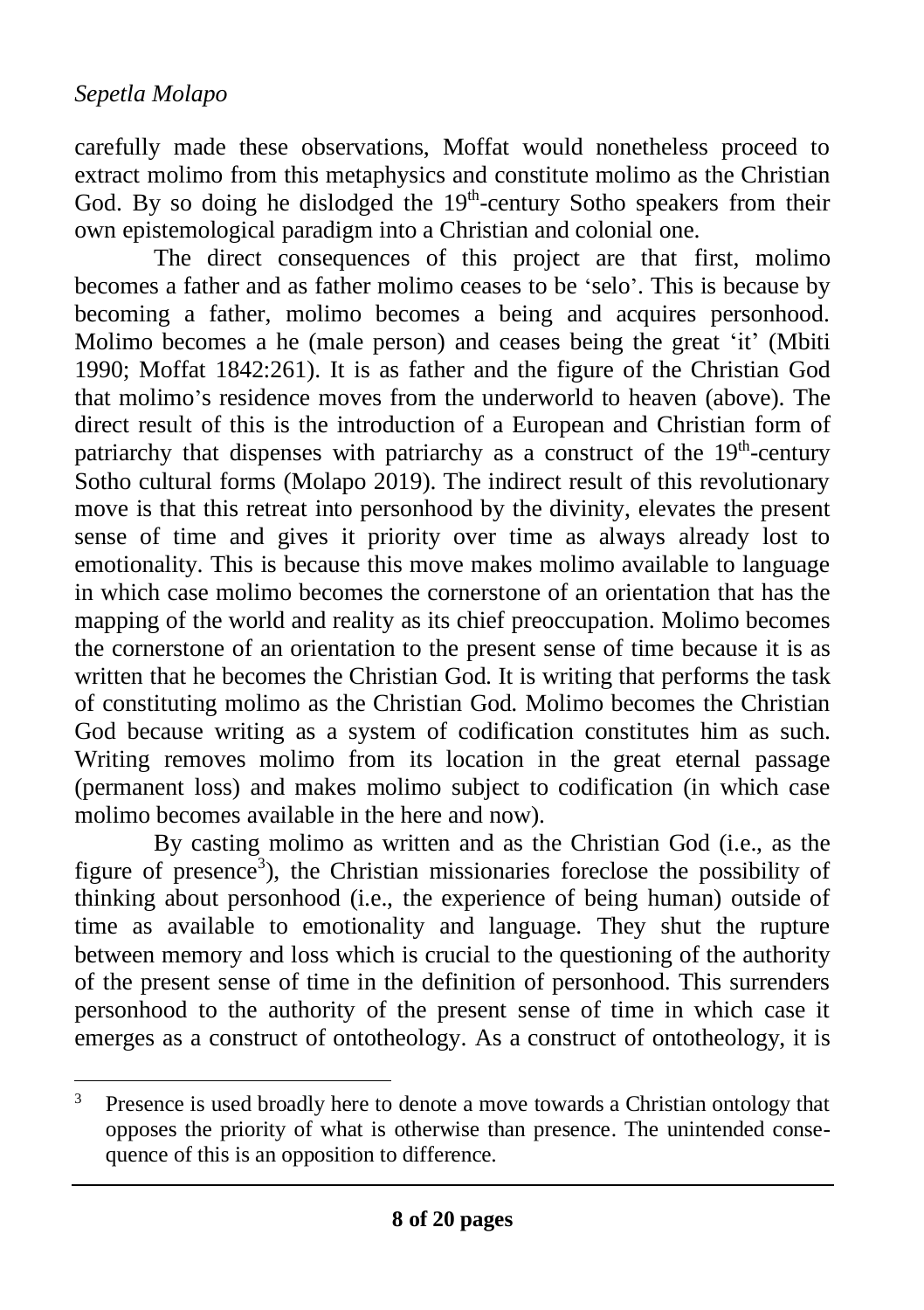carefully made these observations, Moffat would nonetheless proceed to extract molimo from this metaphysics and constitute molimo as the Christian God. By so doing he dislodged the 19th-century Sotho speakers from their own epistemological paradigm into a Christian and colonial one.

The direct consequences of this project are that first, molimo becomes a father and as father molimo ceases to be 'selo'. This is because by becoming a father, molimo becomes a being and acquires personhood. Molimo becomes a he (male person) and ceases being the great 'it' (Mbiti 1990; Moffat 1842:261). It is as father and the figure of the Christian God that molimo's residence moves from the underworld to heaven (above). The direct result of this is the introduction of a European and Christian form of patriarchy that dispenses with patriarchy as a construct of the 19th-century Sotho cultural forms (Molapo 2019). The indirect result of this revolutionary move is that this retreat into personhood by the divinity, elevates the present sense of time and gives it priority over time as always already lost to emotionality. This is because this move makes molimo available to language in which case molimo becomes the cornerstone of an orientation that has the mapping of the world and reality as its chief preoccupation. Molimo becomes the cornerstone of an orientation to the present sense of time because it is as written that he becomes the Christian God. It is writing that performs the task of constituting molimo as the Christian God. Molimo becomes the Christian God because writing as a system of codification constitutes him as such. Writing removes molimo from its location in the great eternal passage (permanent loss) and makes molimo subject to codification (in which case molimo becomes available in the here and now).

By casting molimo as written and as the Christian God (i.e., as the figure of presence[3]), the Christian missionaries foreclose the possibility of thinking about personhood (i.e., the experience of being human) outside of time as available to emotionality and language. They shut the rupture between memory and loss which is crucial to the questioning of the authority of the present sense of time in the definition of personhood. This surrenders personhood to the authority of the present sense of time in which case it emerges as a construct of ontotheology. As a construct of ontotheology, it is

[3] Presence is used broadly here to denote a move towards a Christian ontology that opposes the priority of what is otherwise than presence. The unintended consequence of this is an opposition to difference.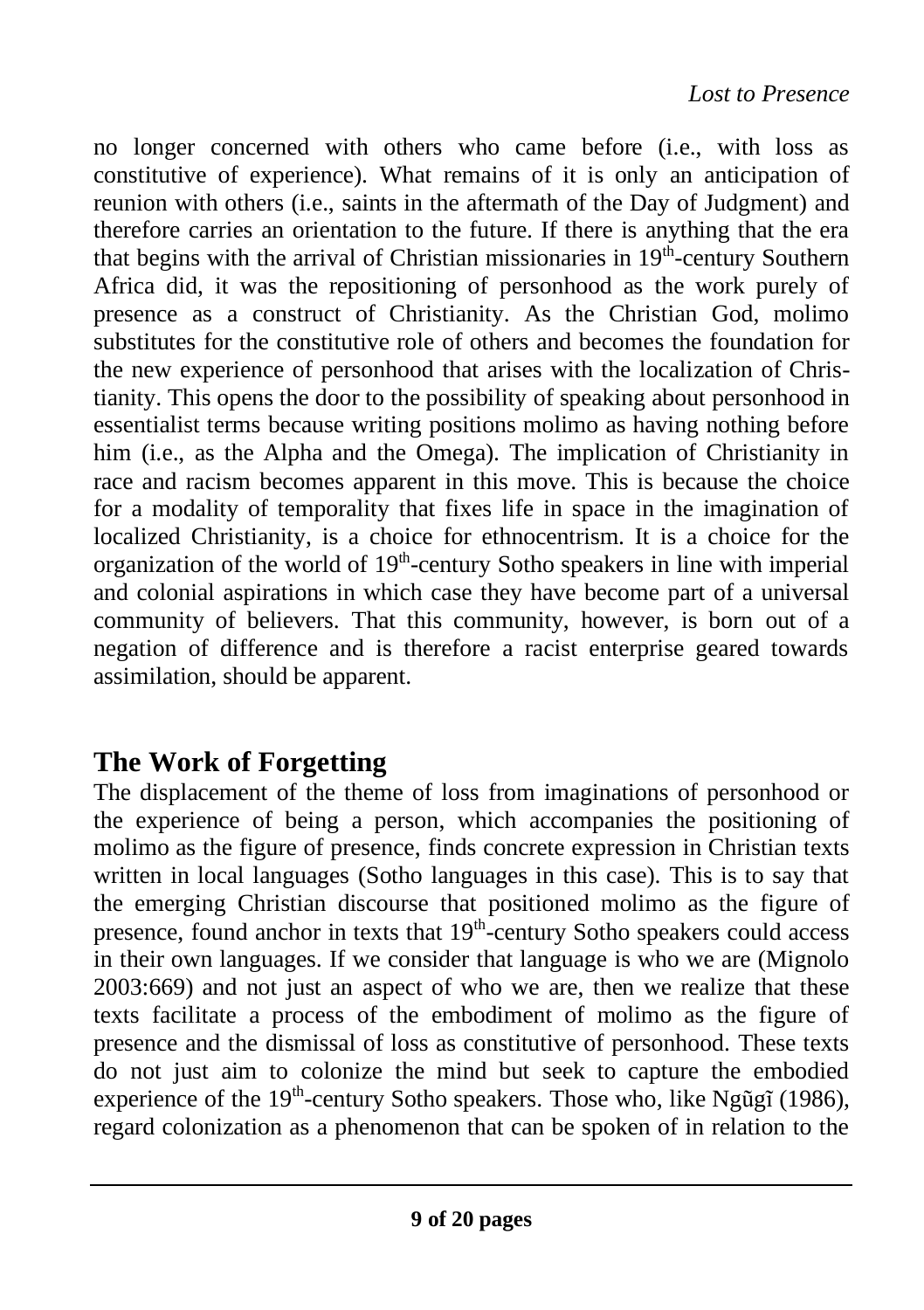no longer concerned with others who came before (i.e., with loss as constitutive of experience). What remains of it is only an anticipation of reunion with others (i.e., saints in the aftermath of the Day of Judgment) and therefore carries an orientation to the future. If there is anything that the era that begins with the arrival of Christian missionaries in 19th-century Southern Africa did, it was the repositioning of personhood as the work purely of presence as a construct of Christianity. As the Christian God, molimo substitutes for the constitutive role of others and becomes the foundation for the new experience of personhood that arises with the localization of Christianity. This opens the door to the possibility of speaking about personhood in essentialist terms because writing positions molimo as having nothing before him (i.e., as the Alpha and the Omega). The implication of Christianity in race and racism becomes apparent in this move. This is because the choice for a modality of temporality that fixes life in space in the imagination of localized Christianity, is a choice for ethnocentrism. It is a choice for the organization of the world of 19th-century Sotho speakers in line with imperial and colonial aspirations in which case they have become part of a universal community of believers. That this community, however, is born out of a negation of difference and is therefore a racist enterprise geared towards assimilation, should be apparent.

## The Work of Forgetting

The displacement of the theme of loss from imaginations of personhood or the experience of being a person, which accompanies the positioning of molimo as the figure of presence, finds concrete expression in Christian texts written in local languages (Sotho languages in this case). This is to say that the emerging Christian discourse that positioned molimo as the figure of presence, found anchor in texts that 19th-century Sotho speakers could access in their own languages. If we consider that language is who we are (Mignolo 2003:669) and not just an aspect of who we are, then we realize that these texts facilitate a process of the embodiment of molimo as the figure of presence and the dismissal of loss as constitutive of personhood. These texts do not just aim to colonize the mind but seek to capture the embodied experience of the 19th-century Sotho speakers. Those who, like Ngũgĩ (1986), regard colonization as a phenomenon that can be spoken of in relation to the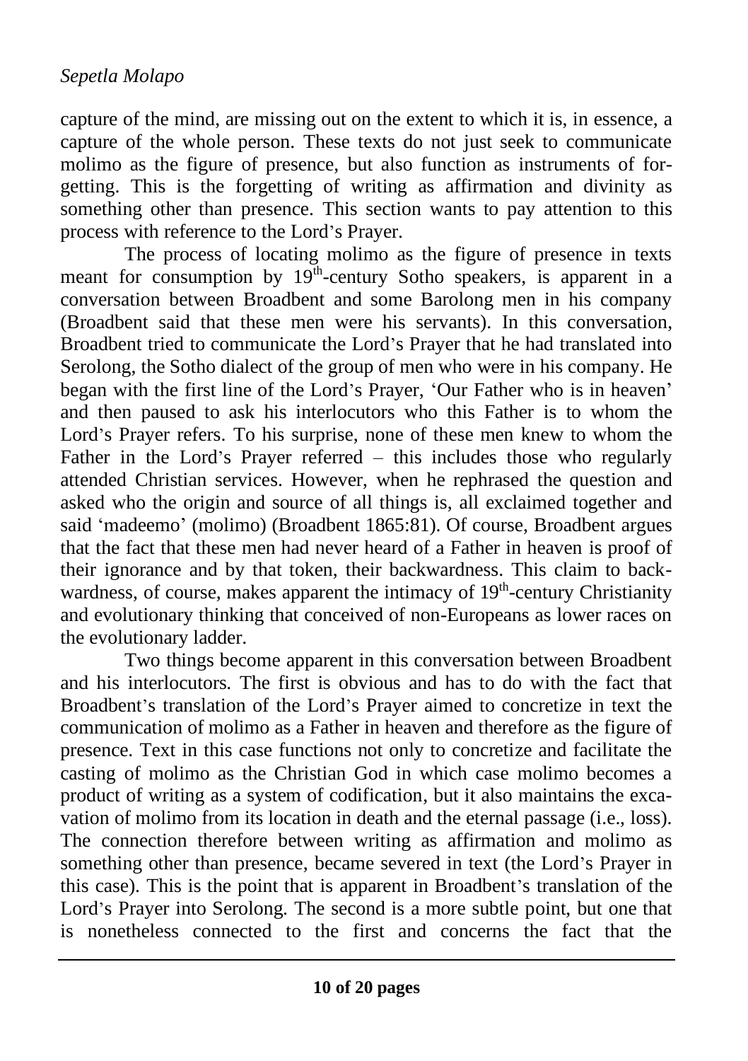capture of the mind, are missing out on the extent to which it is, in essence, a capture of the whole person. These texts do not just seek to communicate molimo as the figure of presence, but also function as instruments of forgetting. This is the forgetting of writing as affirmation and divinity as something other than presence. This section wants to pay attention to this process with reference to the Lord's Prayer.

The process of locating molimo as the figure of presence in texts meant for consumption by 19th-century Sotho speakers, is apparent in a conversation between Broadbent and some Barolong men in his company (Broadbent said that these men were his servants). In this conversation, Broadbent tried to communicate the Lord's Prayer that he had translated into Serolong, the Sotho dialect of the group of men who were in his company. He began with the first line of the Lord's Prayer, 'Our Father who is in heaven' and then paused to ask his interlocutors who this Father is to whom the Lord's Prayer refers. To his surprise, none of these men knew to whom the Father in the Lord's Prayer referred – this includes those who regularly attended Christian services. However, when he rephrased the question and asked who the origin and source of all things is, all exclaimed together and said 'madeemo' (molimo) (Broadbent 1865:81). Of course, Broadbent argues that the fact that these men had never heard of a Father in heaven is proof of their ignorance and by that token, their backwardness. This claim to backwardness, of course, makes apparent the intimacy of 19th-century Christianity and evolutionary thinking that conceived of non-Europeans as lower races on the evolutionary ladder.

Two things become apparent in this conversation between Broadbent and his interlocutors. The first is obvious and has to do with the fact that Broadbent's translation of the Lord's Prayer aimed to concretize in text the communication of molimo as a Father in heaven and therefore as the figure of presence. Text in this case functions not only to concretize and facilitate the casting of molimo as the Christian God in which case molimo becomes a product of writing as a system of codification, but it also maintains the excavation of molimo from its location in death and the eternal passage (i.e., loss). The connection therefore between writing as affirmation and molimo as something other than presence, became severed in text (the Lord's Prayer in this case). This is the point that is apparent in Broadbent's translation of the Lord's Prayer into Serolong. The second is a more subtle point, but one that is nonetheless connected to the first and concerns the fact that the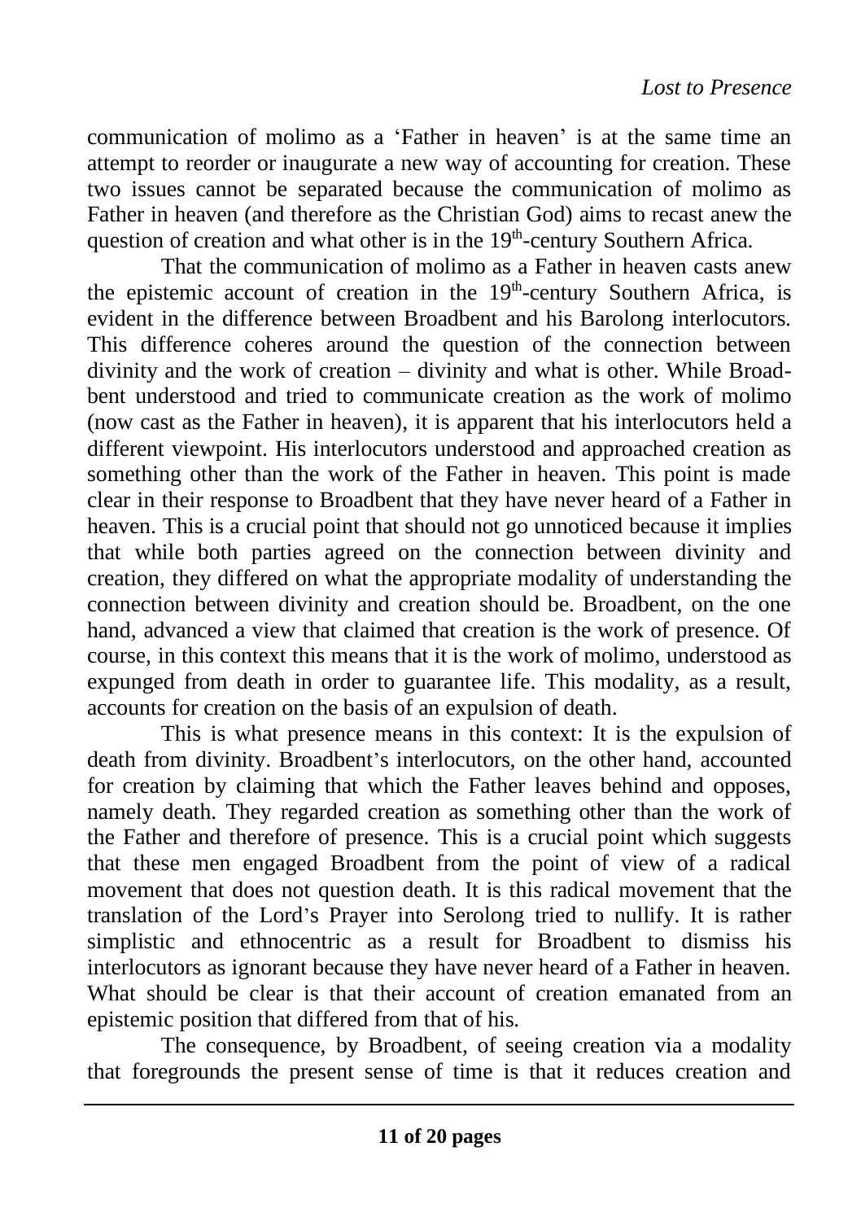communication of molimo as a 'Father in heaven' is at the same time an attempt to reorder or inaugurate a new way of accounting for creation. These two issues cannot be separated because the communication of molimo as Father in heaven (and therefore as the Christian God) aims to recast anew the question of creation and what other is in the 19th-century Southern Africa.

That the communication of molimo as a Father in heaven casts anew the epistemic account of creation in the 19th-century Southern Africa, is evident in the difference between Broadbent and his Barolong interlocutors. This difference coheres around the question of the connection between divinity and the work of creation – divinity and what is other. While Broadbent understood and tried to communicate creation as the work of molimo (now cast as the Father in heaven), it is apparent that his interlocutors held a different viewpoint. His interlocutors understood and approached creation as something other than the work of the Father in heaven. This point is made clear in their response to Broadbent that they have never heard of a Father in heaven. This is a crucial point that should not go unnoticed because it implies that while both parties agreed on the connection between divinity and creation, they differed on what the appropriate modality of understanding the connection between divinity and creation should be. Broadbent, on the one hand, advanced a view that claimed that creation is the work of presence. Of course, in this context this means that it is the work of molimo, understood as expunged from death in order to guarantee life. This modality, as a result, accounts for creation on the basis of an expulsion of death.

This is what presence means in this context: It is the expulsion of death from divinity. Broadbent's interlocutors, on the other hand, accounted for creation by claiming that which the Father leaves behind and opposes, namely death. They regarded creation as something other than the work of the Father and therefore of presence. This is a crucial point which suggests that these men engaged Broadbent from the point of view of a radical movement that does not question death. It is this radical movement that the translation of the Lord's Prayer into Serolong tried to nullify. It is rather simplistic and ethnocentric as a result for Broadbent to dismiss his interlocutors as ignorant because they have never heard of a Father in heaven. What should be clear is that their account of creation emanated from an epistemic position that differed from that of his.

The consequence, by Broadbent, of seeing creation via a modality that foregrounds the present sense of time is that it reduces creation and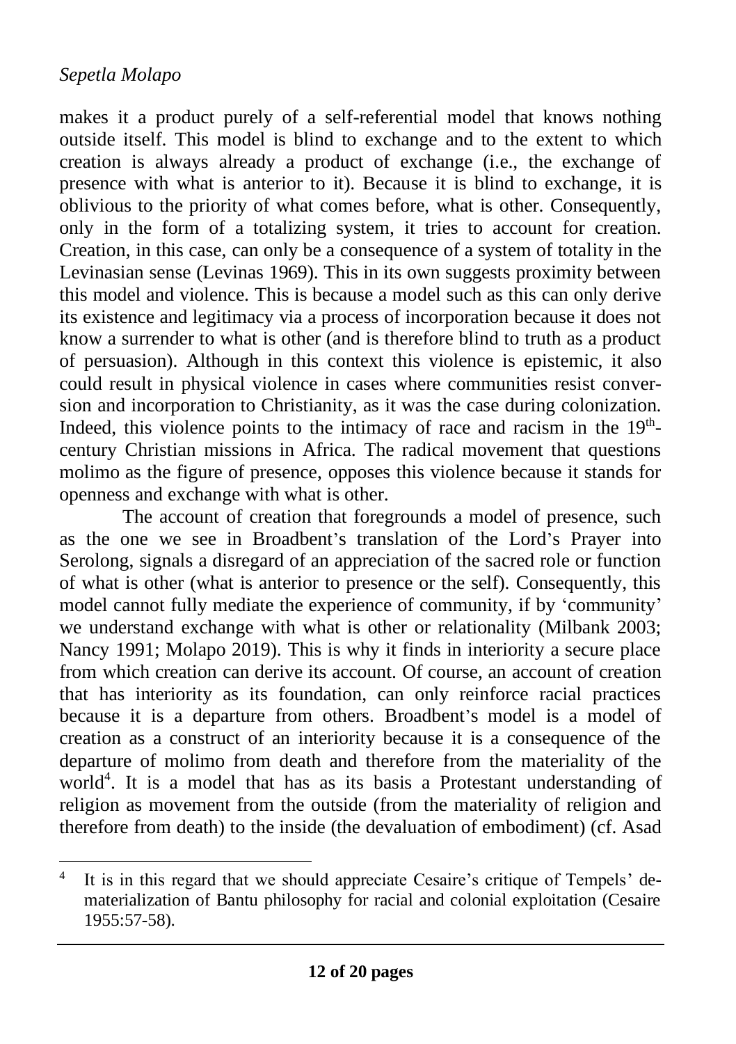makes it a product purely of a self-referential model that knows nothing outside itself. This model is blind to exchange and to the extent to which creation is always already a product of exchange (i.e., the exchange of presence with what is anterior to it). Because it is blind to exchange, it is oblivious to the priority of what comes before, what is other. Consequently, only in the form of a totalizing system, it tries to account for creation. Creation, in this case, can only be a consequence of a system of totality in the Levinasian sense (Levinas 1969). This in its own suggests proximity between this model and violence. This is because a model such as this can only derive its existence and legitimacy via a process of incorporation because it does not know a surrender to what is other (and is therefore blind to truth as a product of persuasion). Although in this context this violence is epistemic, it also could result in physical violence in cases where communities resist conversion and incorporation to Christianity, as it was the case during colonization. Indeed, this violence points to the intimacy of race and racism in the 19th-century Christian missions in Africa. The radical movement that questions molimo as the figure of presence, opposes this violence because it stands for openness and exchange with what is other.

The account of creation that foregrounds a model of presence, such as the one we see in Broadbent's translation of the Lord's Prayer into Serolong, signals a disregard of an appreciation of the sacred role or function of what is other (what is anterior to presence or the self). Consequently, this model cannot fully mediate the experience of community, if by 'community' we understand exchange with what is other or relationality (Milbank 2003; Nancy 1991; Molapo 2019). This is why it finds in interiority a secure place from which creation can derive its account. Of course, an account of creation that has interiority as its foundation, can only reinforce racial practices because it is a departure from others. Broadbent's model is a model of creation as a construct of an interiority because it is a consequence of the departure of molimo from death and therefore from the materiality of the world[4]. It is a model that has as its basis a Protestant understanding of religion as movement from the outside (from the materiality of religion and therefore from death) to the inside (the devaluation of embodiment) (cf. Asad

---

[4] It is in this regard that we should appreciate Cesaire's critique of Tempels' dematerialization of Bantu philosophy for racial and colonial exploitation (Cesaire 1955:57-58).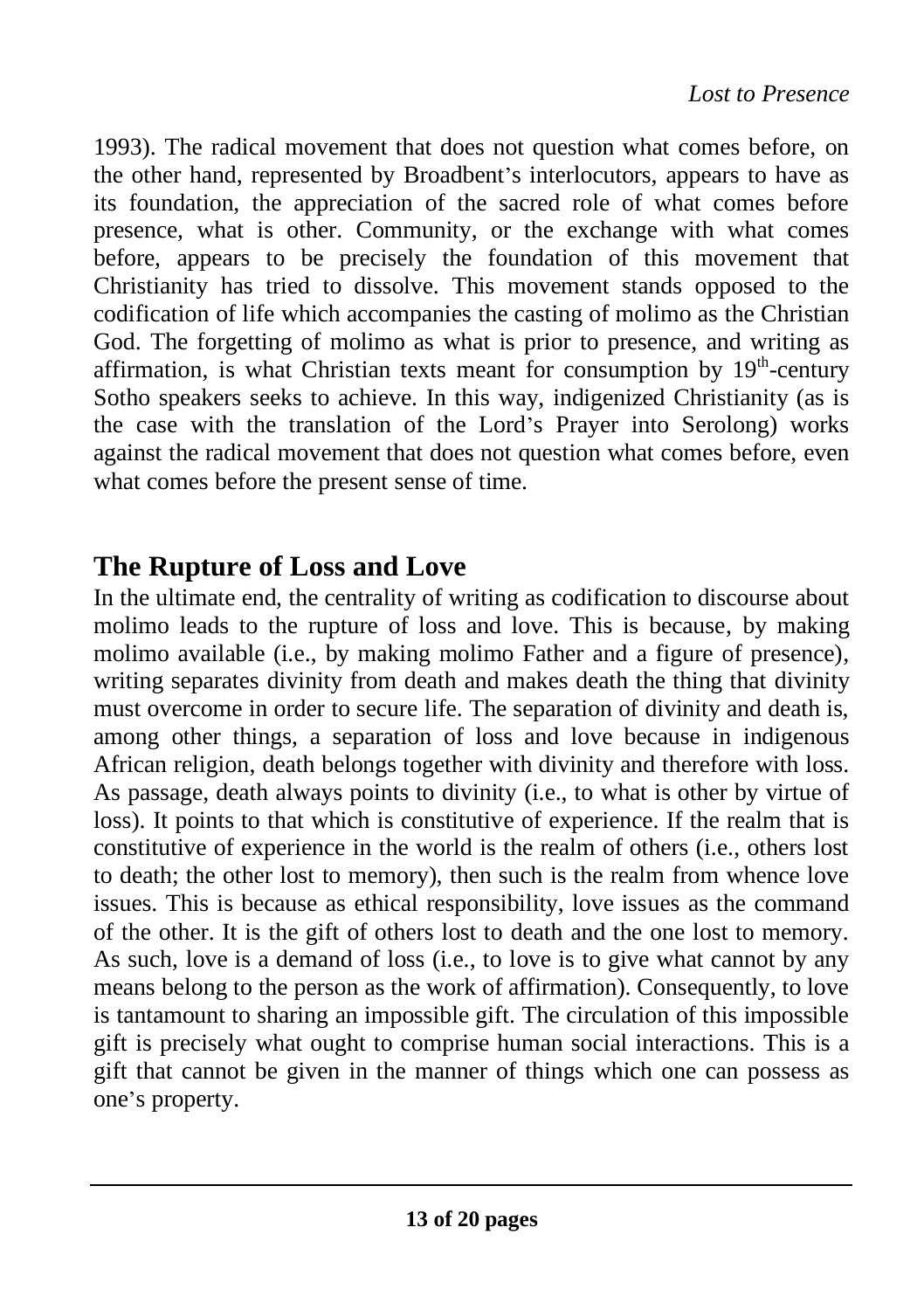1993). The radical movement that does not question what comes before, on the other hand, represented by Broadbent's interlocutors, appears to have as its foundation, the appreciation of the sacred role of what comes before presence, what is other. Community, or the exchange with what comes before, appears to be precisely the foundation of this movement that Christianity has tried to dissolve. This movement stands opposed to the codification of life which accompanies the casting of molimo as the Christian God. The forgetting of molimo as what is prior to presence, and writing as affirmation, is what Christian texts meant for consumption by 19th-century Sotho speakers seeks to achieve. In this way, indigenized Christianity (as is the case with the translation of the Lord's Prayer into Serolong) works against the radical movement that does not question what comes before, even what comes before the present sense of time.

## The Rupture of Loss and Love

In the ultimate end, the centrality of writing as codification to discourse about molimo leads to the rupture of loss and love. This is because, by making molimo available (i.e., by making molimo Father and a figure of presence), writing separates divinity from death and makes death the thing that divinity must overcome in order to secure life. The separation of divinity and death is, among other things, a separation of loss and love because in indigenous African religion, death belongs together with divinity and therefore with loss. As passage, death always points to divinity (i.e., to what is other by virtue of loss). It points to that which is constitutive of experience. If the realm that is constitutive of experience in the world is the realm of others (i.e., others lost to death; the other lost to memory), then such is the realm from whence love issues. This is because as ethical responsibility, love issues as the command of the other. It is the gift of others lost to death and the one lost to memory. As such, love is a demand of loss (i.e., to love is to give what cannot by any means belong to the person as the work of affirmation). Consequently, to love is tantamount to sharing an impossible gift. The circulation of this impossible gift is precisely what ought to comprise human social interactions. This is a gift that cannot be given in the manner of things which one can possess as one's property.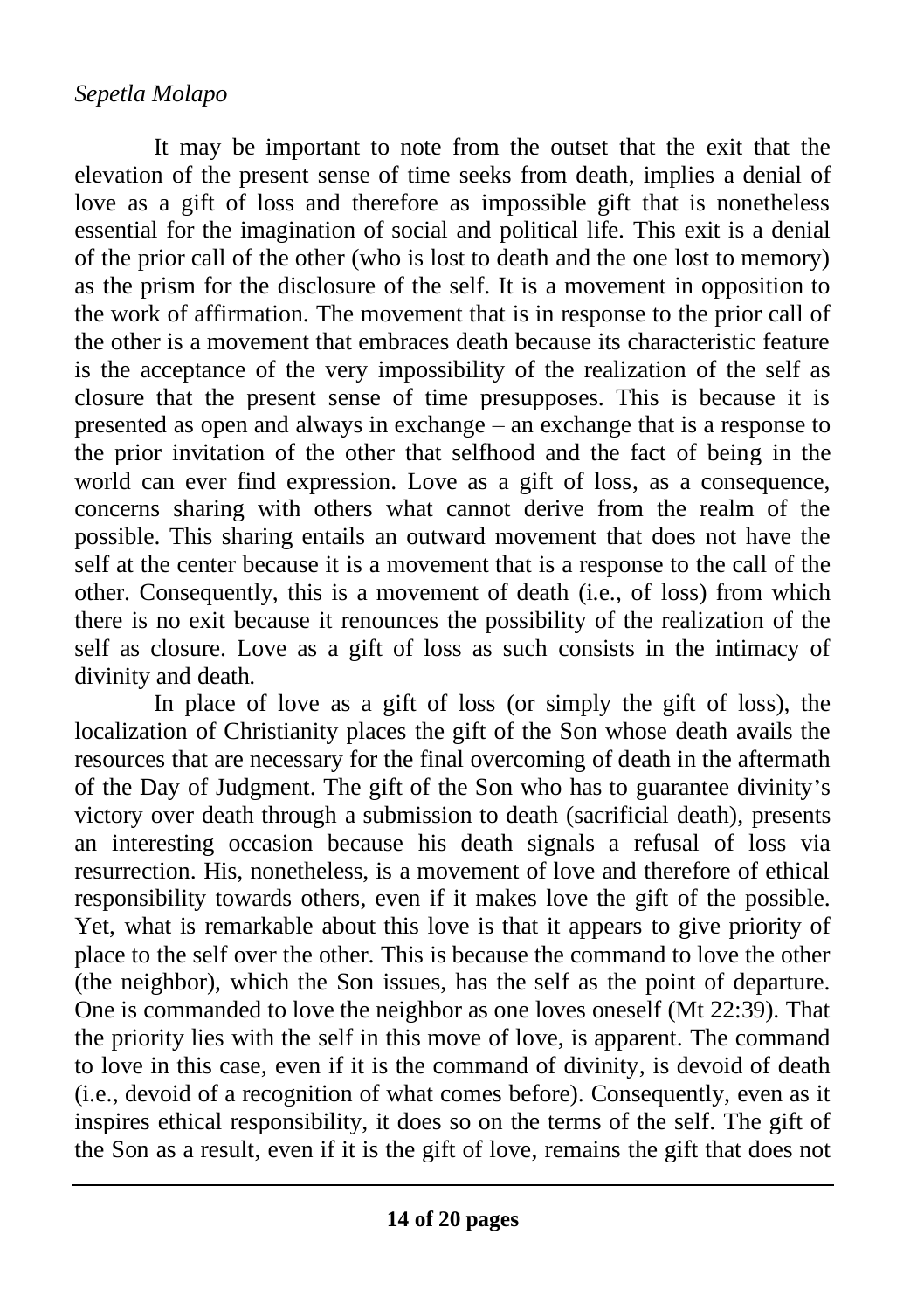It may be important to note from the outset that the exit that the elevation of the present sense of time seeks from death, implies a denial of love as a gift of loss and therefore as impossible gift that is nonetheless essential for the imagination of social and political life. This exit is a denial of the prior call of the other (who is lost to death and the one lost to memory) as the prism for the disclosure of the self. It is a movement in opposition to the work of affirmation. The movement that is in response to the prior call of the other is a movement that embraces death because its characteristic feature is the acceptance of the very impossibility of the realization of the self as closure that the present sense of time presupposes. This is because it is presented as open and always in exchange – an exchange that is a response to the prior invitation of the other that selfhood and the fact of being in the world can ever find expression. Love as a gift of loss, as a consequence, concerns sharing with others what cannot derive from the realm of the possible. This sharing entails an outward movement that does not have the self at the center because it is a movement that is a response to the call of the other. Consequently, this is a movement of death (i.e., of loss) from which there is no exit because it renounces the possibility of the realization of the self as closure. Love as a gift of loss as such consists in the intimacy of divinity and death.

In place of love as a gift of loss (or simply the gift of loss), the localization of Christianity places the gift of the Son whose death avails the resources that are necessary for the final overcoming of death in the aftermath of the Day of Judgment. The gift of the Son who has to guarantee divinity's victory over death through a submission to death (sacrificial death), presents an interesting occasion because his death signals a refusal of loss via resurrection. His, nonetheless, is a movement of love and therefore of ethical responsibility towards others, even if it makes love the gift of the possible. Yet, what is remarkable about this love is that it appears to give priority of place to the self over the other. This is because the command to love the other (the neighbor), which the Son issues, has the self as the point of departure. One is commanded to love the neighbor as one loves oneself (Mt 22:39). That the priority lies with the self in this move of love, is apparent. The command to love in this case, even if it is the command of divinity, is devoid of death (i.e., devoid of a recognition of what comes before). Consequently, even as it inspires ethical responsibility, it does so on the terms of the self. The gift of the Son as a result, even if it is the gift of love, remains the gift that does not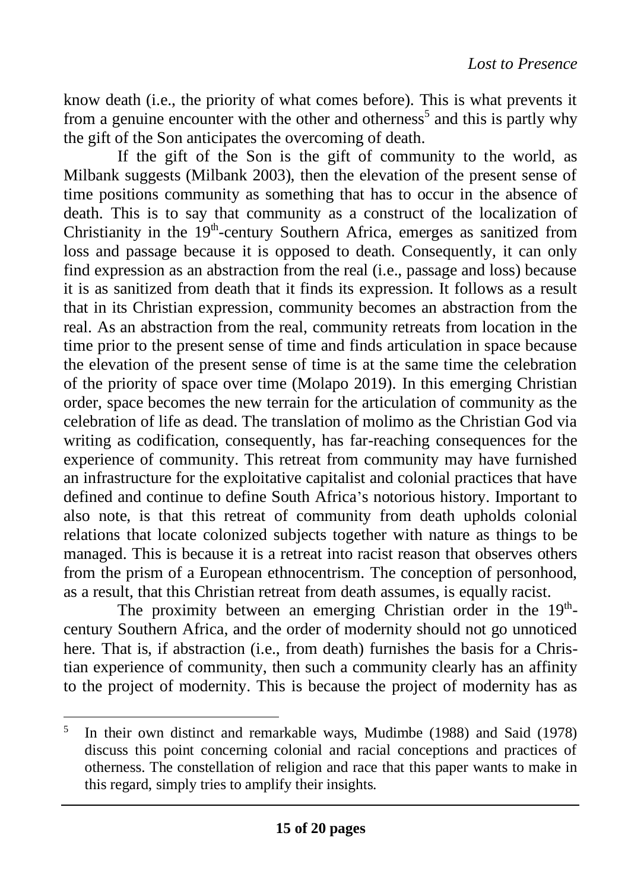know death (i.e., the priority of what comes before). This is what prevents it from a genuine encounter with the other and otherness[5] and this is partly why the gift of the Son anticipates the overcoming of death.

If the gift of the Son is the gift of community to the world, as Milbank suggests (Milbank 2003), then the elevation of the present sense of time positions community as something that has to occur in the absence of death. This is to say that community as a construct of the localization of Christianity in the 19th-century Southern Africa, emerges as sanitized from loss and passage because it is opposed to death. Consequently, it can only find expression as an abstraction from the real (i.e., passage and loss) because it is as sanitized from death that it finds its expression. It follows as a result that in its Christian expression, community becomes an abstraction from the real. As an abstraction from the real, community retreats from location in the time prior to the present sense of time and finds articulation in space because the elevation of the present sense of time is at the same time the celebration of the priority of space over time (Molapo 2019). In this emerging Christian order, space becomes the new terrain for the articulation of community as the celebration of life as dead. The translation of molimo as the Christian God via writing as codification, consequently, has far-reaching consequences for the experience of community. This retreat from community may have furnished an infrastructure for the exploitative capitalist and colonial practices that have defined and continue to define South Africa's notorious history. Important to also note, is that this retreat of community from death upholds colonial relations that locate colonized subjects together with nature as things to be managed. This is because it is a retreat into racist reason that observes others from the prism of a European ethnocentrism. The conception of personhood, as a result, that this Christian retreat from death assumes, is equally racist.

The proximity between an emerging Christian order in the 19th-century Southern Africa, and the order of modernity should not go unnoticed here. That is, if abstraction (i.e., from death) furnishes the basis for a Christian experience of community, then such a community clearly has an affinity to the project of modernity. This is because the project of modernity has as

---

[5] In their own distinct and remarkable ways, Mudimbe (1988) and Said (1978) discuss this point concerning colonial and racial conceptions and practices of otherness. The constellation of religion and race that this paper wants to make in this regard, simply tries to amplify their insights.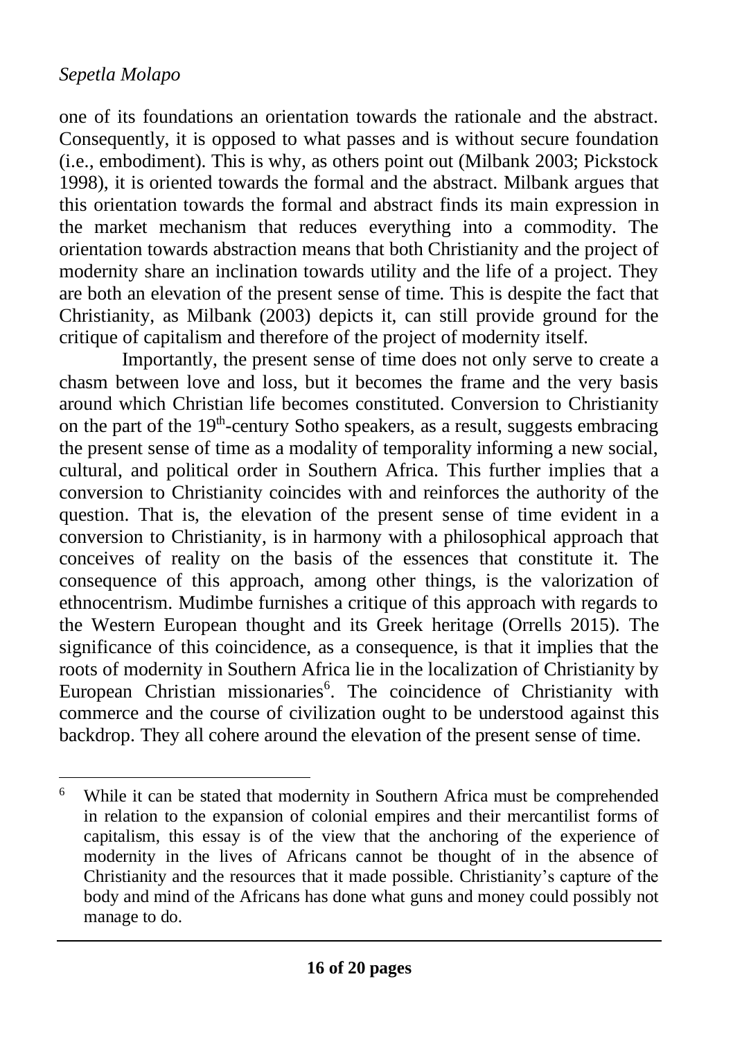one of its foundations an orientation towards the rationale and the abstract. Consequently, it is opposed to what passes and is without secure foundation (i.e., embodiment). This is why, as others point out (Milbank 2003; Pickstock 1998), it is oriented towards the formal and the abstract. Milbank argues that this orientation towards the formal and abstract finds its main expression in the market mechanism that reduces everything into a commodity. The orientation towards abstraction means that both Christianity and the project of modernity share an inclination towards utility and the life of a project. They are both an elevation of the present sense of time. This is despite the fact that Christianity, as Milbank (2003) depicts it, can still provide ground for the critique of capitalism and therefore of the project of modernity itself.

Importantly, the present sense of time does not only serve to create a chasm between love and loss, but it becomes the frame and the very basis around which Christian life becomes constituted. Conversion to Christianity on the part of the 19th-century Sotho speakers, as a result, suggests embracing the present sense of time as a modality of temporality informing a new social, cultural, and political order in Southern Africa. This further implies that a conversion to Christianity coincides with and reinforces the authority of the question. That is, the elevation of the present sense of time evident in a conversion to Christianity, is in harmony with a philosophical approach that conceives of reality on the basis of the essences that constitute it. The consequence of this approach, among other things, is the valorization of ethnocentrism. Mudimbe furnishes a critique of this approach with regards to the Western European thought and its Greek heritage (Orrells 2015). The significance of this coincidence, as a consequence, is that it implies that the roots of modernity in Southern Africa lie in the localization of Christianity by European Christian missionaries[6]. The coincidence of Christianity with commerce and the course of civilization ought to be understood against this backdrop. They all cohere around the elevation of the present sense of time.

---

[6] While it can be stated that modernity in Southern Africa must be comprehended in relation to the expansion of colonial empires and their mercantilist forms of capitalism, this essay is of the view that the anchoring of the experience of modernity in the lives of Africans cannot be thought of in the absence of Christianity and the resources that it made possible. Christianity's capture of the body and mind of the Africans has done what guns and money could possibly not manage to do.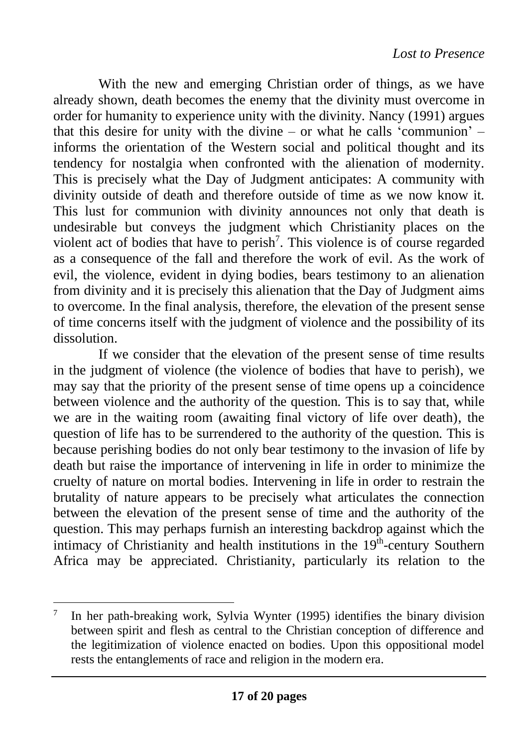With the new and emerging Christian order of things, as we have already shown, death becomes the enemy that the divinity must overcome in order for humanity to experience unity with the divinity. Nancy (1991) argues that this desire for unity with the divine – or what he calls 'communion' – informs the orientation of the Western social and political thought and its tendency for nostalgia when confronted with the alienation of modernity. This is precisely what the Day of Judgment anticipates: A community with divinity outside of death and therefore outside of time as we now know it. This lust for communion with divinity announces not only that death is undesirable but conveys the judgment which Christianity places on the violent act of bodies that have to perish[7]. This violence is of course regarded as a consequence of the fall and therefore the work of evil. As the work of evil, the violence, evident in dying bodies, bears testimony to an alienation from divinity and it is precisely this alienation that the Day of Judgment aims to overcome. In the final analysis, therefore, the elevation of the present sense of time concerns itself with the judgment of violence and the possibility of its dissolution.

If we consider that the elevation of the present sense of time results in the judgment of violence (the violence of bodies that have to perish), we may say that the priority of the present sense of time opens up a coincidence between violence and the authority of the question. This is to say that, while we are in the waiting room (awaiting final victory of life over death), the question of life has to be surrendered to the authority of the question. This is because perishing bodies do not only bear testimony to the invasion of life by death but raise the importance of intervening in life in order to minimize the cruelty of nature on mortal bodies. Intervening in life in order to restrain the brutality of nature appears to be precisely what articulates the connection between the elevation of the present sense of time and the authority of the question. This may perhaps furnish an interesting backdrop against which the intimacy of Christianity and health institutions in the 19th-century Southern Africa may be appreciated. Christianity, particularly its relation to the

---

[7] In her path-breaking work, Sylvia Wynter (1995) identifies the binary division between spirit and flesh as central to the Christian conception of difference and the legitimization of violence enacted on bodies. Upon this oppositional model rests the entanglements of race and religion in the modern era.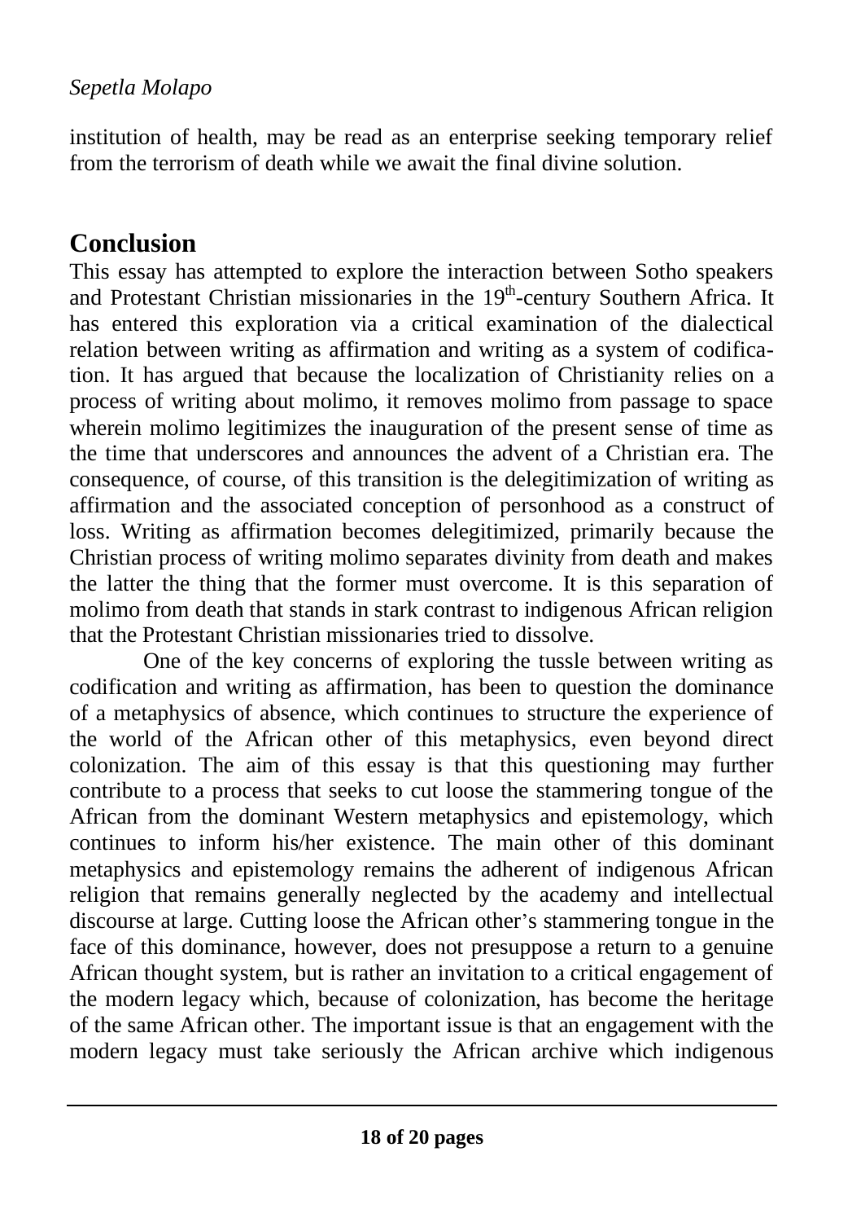institution of health, may be read as an enterprise seeking temporary relief from the terrorism of death while we await the final divine solution.

## Conclusion

This essay has attempted to explore the interaction between Sotho speakers and Protestant Christian missionaries in the 19th-century Southern Africa. It has entered this exploration via a critical examination of the dialectical relation between writing as affirmation and writing as a system of codification. It has argued that because the localization of Christianity relies on a process of writing about molimo, it removes molimo from passage to space wherein molimo legitimizes the inauguration of the present sense of time as the time that underscores and announces the advent of a Christian era. The consequence, of course, of this transition is the delegitimization of writing as affirmation and the associated conception of personhood as a construct of loss. Writing as affirmation becomes delegitimized, primarily because the Christian process of writing molimo separates divinity from death and makes the latter the thing that the former must overcome. It is this separation of molimo from death that stands in stark contrast to indigenous African religion that the Protestant Christian missionaries tried to dissolve.

One of the key concerns of exploring the tussle between writing as codification and writing as affirmation, has been to question the dominance of a metaphysics of absence, which continues to structure the experience of the world of the African other of this metaphysics, even beyond direct colonization. The aim of this essay is that this questioning may further contribute to a process that seeks to cut loose the stammering tongue of the African from the dominant Western metaphysics and epistemology, which continues to inform his/her existence. The main other of this dominant metaphysics and epistemology remains the adherent of indigenous African religion that remains generally neglected by the academy and intellectual discourse at large. Cutting loose the African other's stammering tongue in the face of this dominance, however, does not presuppose a return to a genuine African thought system, but is rather an invitation to a critical engagement of the modern legacy which, because of colonization, has become the heritage of the same African other. The important issue is that an engagement with the modern legacy must take seriously the African archive which indigenous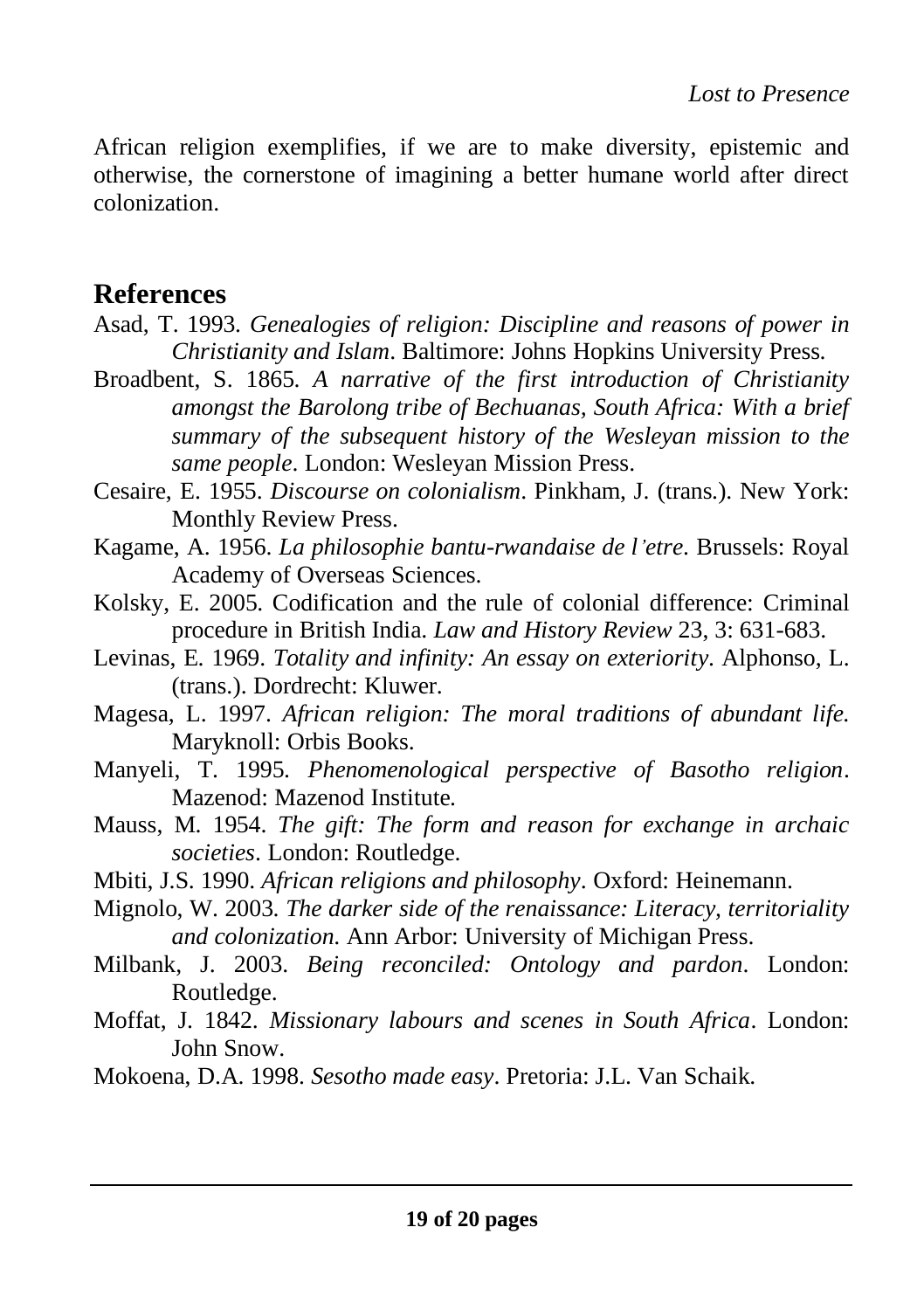African religion exemplifies, if we are to make diversity, epistemic and otherwise, the cornerstone of imagining a better humane world after direct colonization.

## References

Asad, T. 1993. *Genealogies of religion: Discipline and reasons of power in Christianity and Islam*. Baltimore: Johns Hopkins University Press.

Broadbent, S. 1865. *A narrative of the first introduction of Christianity amongst the Barolong tribe of Bechuanas, South Africa: With a brief summary of the subsequent history of the Wesleyan mission to the same people*. London: Wesleyan Mission Press.

Cesaire, E. 1955. *Discourse on colonialism*. Pinkham, J. (trans.). New York: Monthly Review Press.

Kagame, A. 1956. *La philosophie bantu-rwandaise de l'etre*. Brussels: Royal Academy of Overseas Sciences.

Kolsky, E. 2005. Codification and the rule of colonial difference: Criminal procedure in British India. *Law and History Review* 23, 3: 631-683.

Levinas, E. 1969. *Totality and infinity: An essay on exteriority*. Alphonso, L. (trans.). Dordrecht: Kluwer.

Magesa, L. 1997. *African religion: The moral traditions of abundant life.* Maryknoll: Orbis Books.

Manyeli, T. 1995. *Phenomenological perspective of Basotho religion*. Mazenod: Mazenod Institute.

Mauss, M. 1954. *The gift: The form and reason for exchange in archaic societies*. London: Routledge.

Mbiti, J.S. 1990. *African religions and philosophy*. Oxford: Heinemann.

Mignolo, W. 2003. *The darker side of the renaissance: Literacy, territoriality and colonization.* Ann Arbor: University of Michigan Press.

Milbank, J. 2003. *Being reconciled: Ontology and pardon*. London: Routledge.

Moffat, J. 1842. *Missionary labours and scenes in South Africa*. London: John Snow.

Mokoena, D.A. 1998. *Sesotho made easy*. Pretoria: J.L. Van Schaik.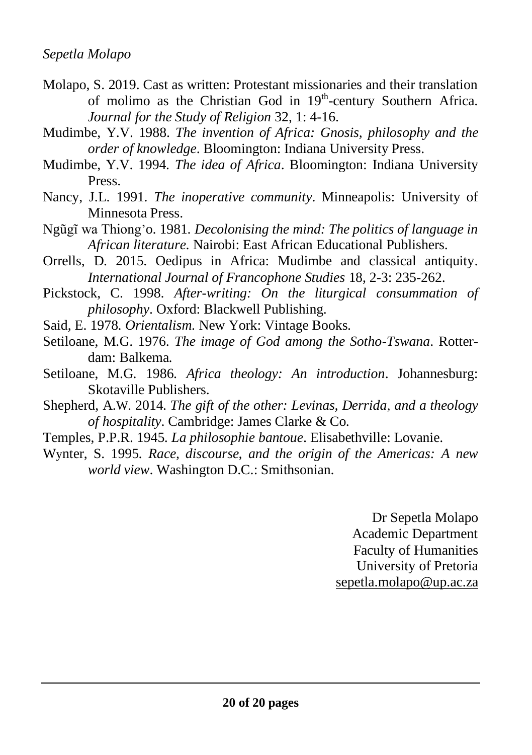Molapo, S. 2019. Cast as written: Protestant missionaries and their translation of molimo as the Christian God in 19th-century Southern Africa. *Journal for the Study of Religion* 32, 1: 4-16.

Mudimbe, Y.V. 1988. *The invention of Africa: Gnosis, philosophy and the order of knowledge*. Bloomington: Indiana University Press.

Mudimbe, Y.V. 1994. *The idea of Africa*. Bloomington: Indiana University Press.

Nancy, J.L. 1991. *The inoperative community*. Minneapolis: University of Minnesota Press.

Ngũgĩ wa Thiong'o. 1981. *Decolonising the mind: The politics of language in African literature.* Nairobi: East African Educational Publishers.

Orrells, D. 2015. Oedipus in Africa: Mudimbe and classical antiquity. *International Journal of Francophone Studies* 18, 2-3: 235-262.

Pickstock, C. 1998. *After-writing: On the liturgical consummation of philosophy*. Oxford: Blackwell Publishing.

Said, E. 1978. *Orientalism*. New York: Vintage Books.

Setiloane, M.G. 1976. *The image of God among the Sotho-Tswana*. Rotterdam: Balkema.

Setiloane, M.G. 1986. *Africa theology: An introduction*. Johannesburg: Skotaville Publishers.

Shepherd, A.W. 2014. *The gift of the other: Levinas, Derrida, and a theology of hospitality*. Cambridge: James Clarke & Co.

Temples, P.P.R. 1945. *La philosophie bantoue*. Elisabethville: Lovanie.

Wynter, S. 1995. *Race, discourse, and the origin of the Americas: A new world view*. Washington D.C.: Smithsonian.

Dr Sepetla Molapo
Academic Department
Faculty of Humanities
University of Pretoria
sepetla.molapo@up.ac.za